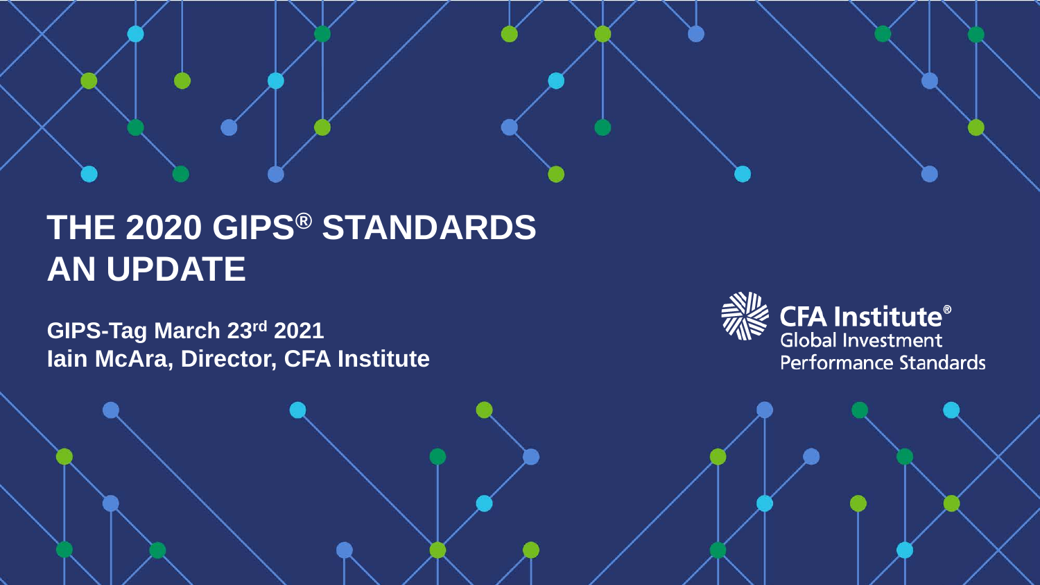# THE 2020 GIPS® STANDARDS AN UPDATE

**GIPS-Tag March 23rd 2021**
**Iain McAra, Director, CFA Institute**

CFA Institute®
Global Investment
Performance Standards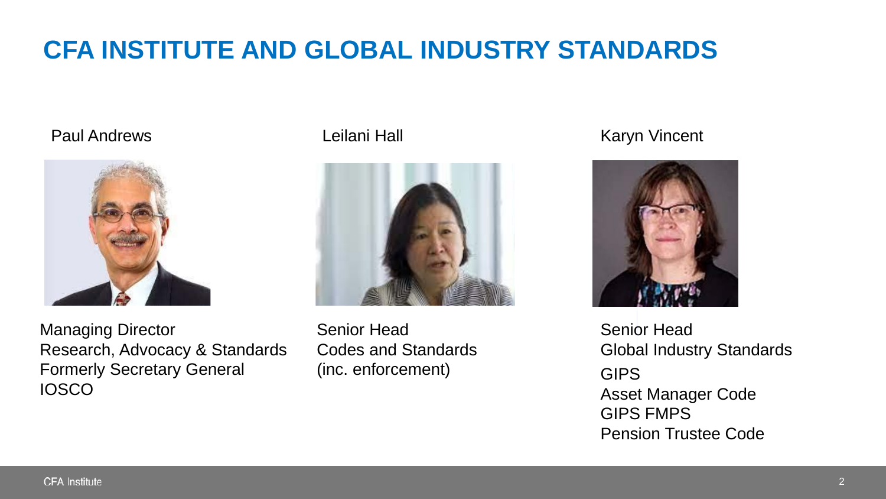# CFA INSTITUTE AND GLOBAL INDUSTRY STANDARDS

**Paul Andrews**

Managing Director
Research, Advocacy & Standards
Formerly Secretary General
IOSCO

**Leilani Hall**

Senior Head
Codes and Standards
(inc. enforcement)

**Karyn Vincent**

Senior Head
Global Industry Standards
GIPS
Asset Manager Code
GIPS FMPS
Pension Trustee Code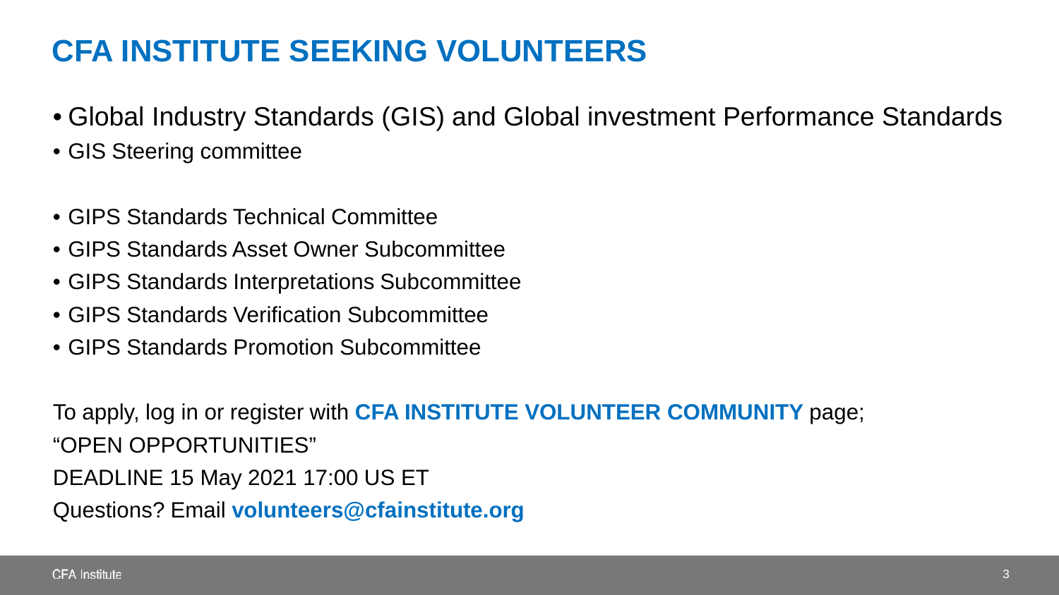# CFA INSTITUTE SEEKING VOLUNTEERS

- Global Industry Standards (GIS) and Global investment Performance Standards
- GIS Steering committee

- GIPS Standards Technical Committee
- GIPS Standards Asset Owner Subcommittee
- GIPS Standards Interpretations Subcommittee
- GIPS Standards Verification Subcommittee
- GIPS Standards Promotion Subcommittee

To apply, log in or register with **CFA INSTITUTE VOLUNTEER COMMUNITY** page;
"OPEN OPPORTUNITIES"
DEADLINE 15 May 2021 17:00 US ET
Questions? Email **volunteers@cfainstitute.org**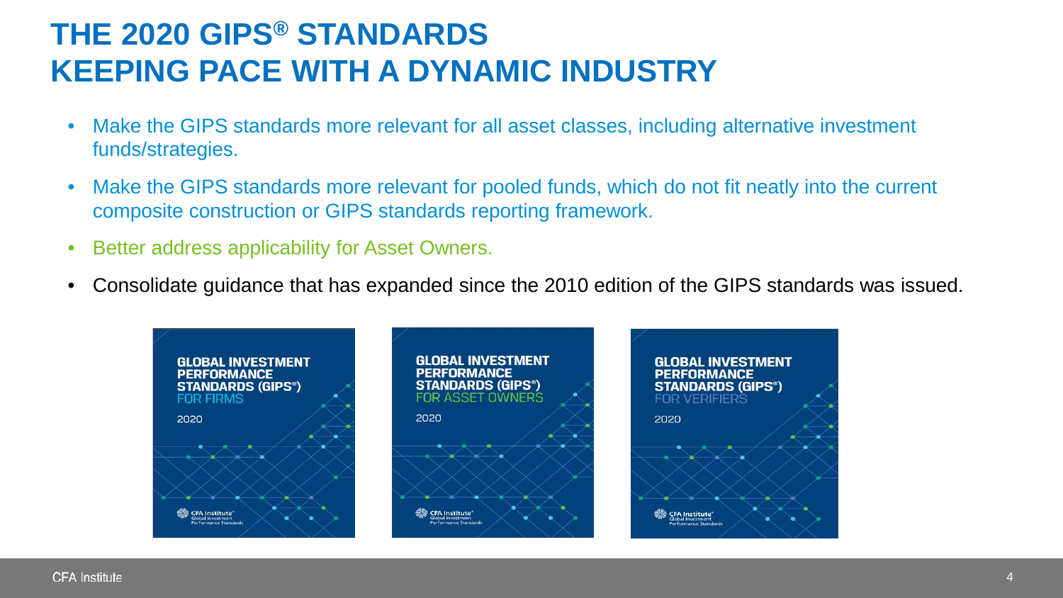# THE 2020 GIPS® STANDARDS
# KEEPING PACE WITH A DYNAMIC INDUSTRY

- Make the GIPS standards more relevant for all asset classes, including alternative investment funds/strategies.
- Make the GIPS standards more relevant for pooled funds, which do not fit neatly into the current composite construction or GIPS standards reporting framework.
- Better address applicability for Asset Owners.
- Consolidate guidance that has expanded since the 2010 edition of the GIPS standards was issued.

GLOBAL INVESTMENT PERFORMANCE STANDARDS (GIPS®) FOR FIRMS 2020

GLOBAL INVESTMENT PERFORMANCE STANDARDS (GIPS®) FOR ASSET OWNERS 2020

GLOBAL INVESTMENT PERFORMANCE STANDARDS (GIPS®) FOR VERIFIERS 2020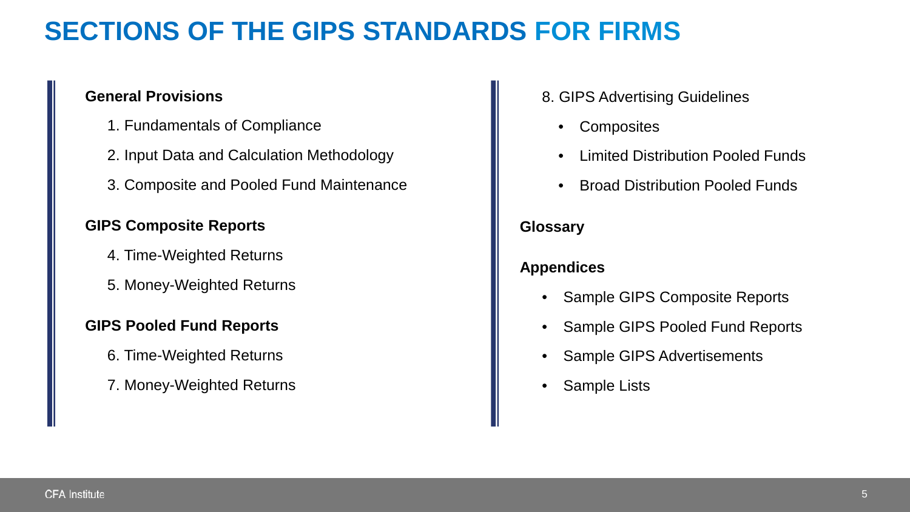# SECTIONS OF THE GIPS STANDARDS FOR FIRMS

**General Provisions**

1. Fundamentals of Compliance
2. Input Data and Calculation Methodology
3. Composite and Pooled Fund Maintenance

**GIPS Composite Reports**

4. Time-Weighted Returns
5. Money-Weighted Returns

**GIPS Pooled Fund Reports**

6. Time-Weighted Returns
7. Money-Weighted Returns

8. GIPS Advertising Guidelines
   - Composites
   - Limited Distribution Pooled Funds
   - Broad Distribution Pooled Funds

**Glossary**

**Appendices**

- Sample GIPS Composite Reports
- Sample GIPS Pooled Fund Reports
- Sample GIPS Advertisements
- Sample Lists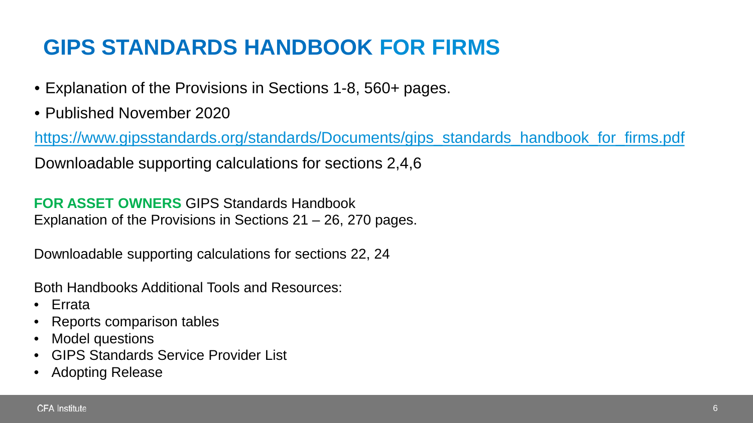# GIPS STANDARDS HANDBOOK FOR FIRMS

- Explanation of the Provisions in Sections 1-8, 560+ pages.
- Published November 2020

https://www.gipsstandards.org/standards/Documents/gips_standards_handbook_for_firms.pdf

Downloadable supporting calculations for sections 2,4,6

**FOR ASSET OWNERS** GIPS Standards Handbook
Explanation of the Provisions in Sections 21 – 26, 270 pages.

Downloadable supporting calculations for sections 22, 24

Both Handbooks Additional Tools and Resources:

- Errata
- Reports comparison tables
- Model questions
- GIPS Standards Service Provider List
- Adopting Release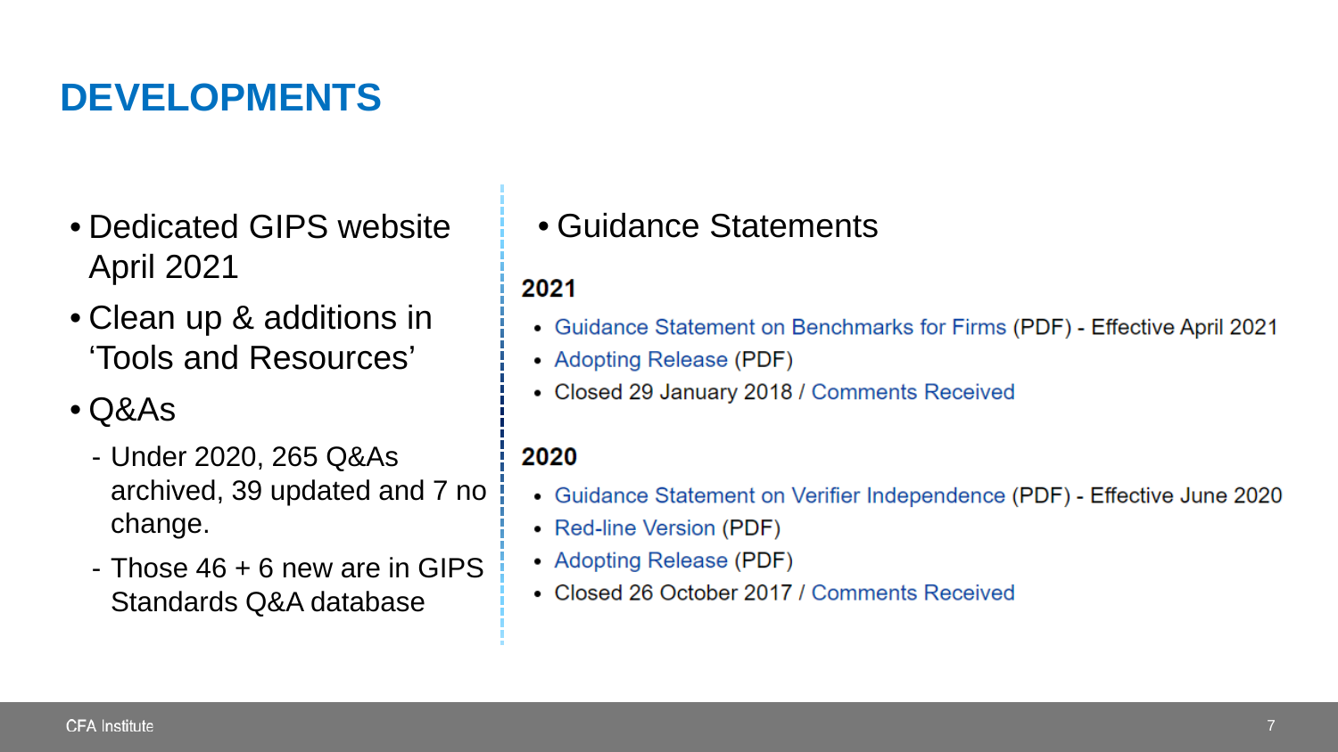# DEVELOPMENTS

- Dedicated GIPS website April 2021
- Clean up & additions in 'Tools and Resources'
- Q&As
  - Under 2020, 265 Q&As archived, 39 updated and 7 no change.
  - Those 46 + 6 new are in GIPS Standards Q&A database

- Guidance Statements

**2021**

- Guidance Statement on Benchmarks for Firms (PDF) - Effective April 2021
- Adopting Release (PDF)
- Closed 29 January 2018 / Comments Received

**2020**

- Guidance Statement on Verifier Independence (PDF) - Effective June 2020
- Red-line Version (PDF)
- Adopting Release (PDF)
- Closed 26 October 2017 / Comments Received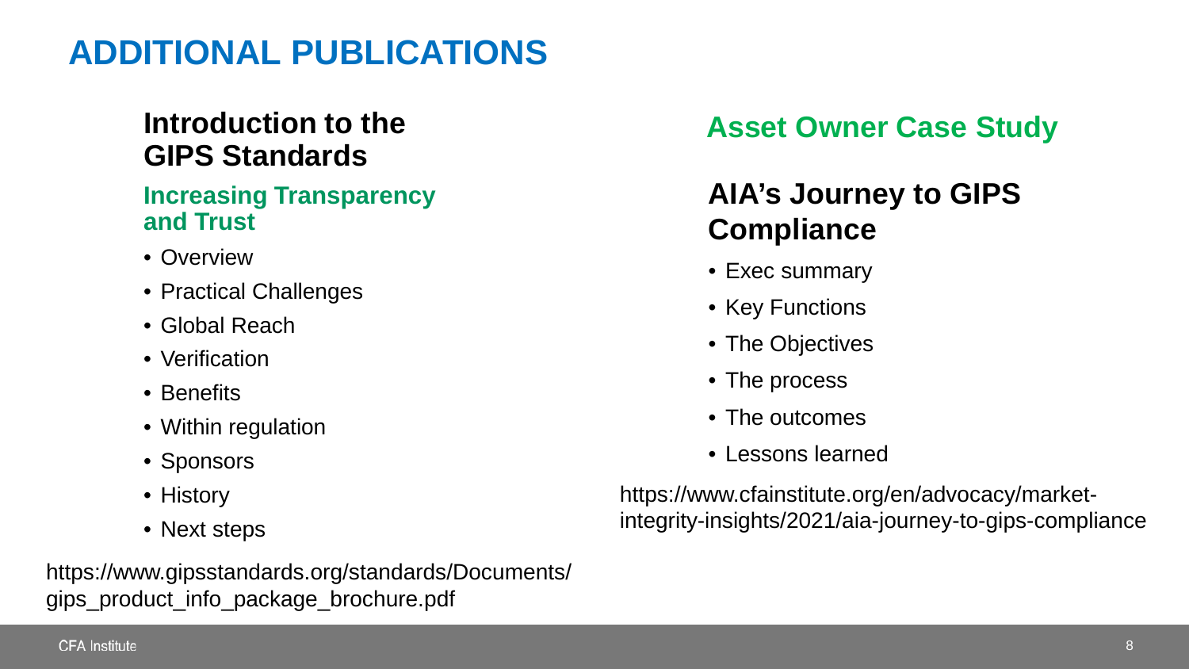# ADDITIONAL PUBLICATIONS

## Introduction to the GIPS Standards

### Increasing Transparency and Trust

- Overview
- Practical Challenges
- Global Reach
- Verification
- Benefits
- Within regulation
- Sponsors
- History
- Next steps

https://www.gipsstandards.org/standards/Documents/gips_product_info_package_brochure.pdf

## Asset Owner Case Study

### AIA's Journey to GIPS Compliance

- Exec summary
- Key Functions
- The Objectives
- The process
- The outcomes
- Lessons learned

https://www.cfainstitute.org/en/advocacy/market-integrity-insights/2021/aia-journey-to-gips-compliance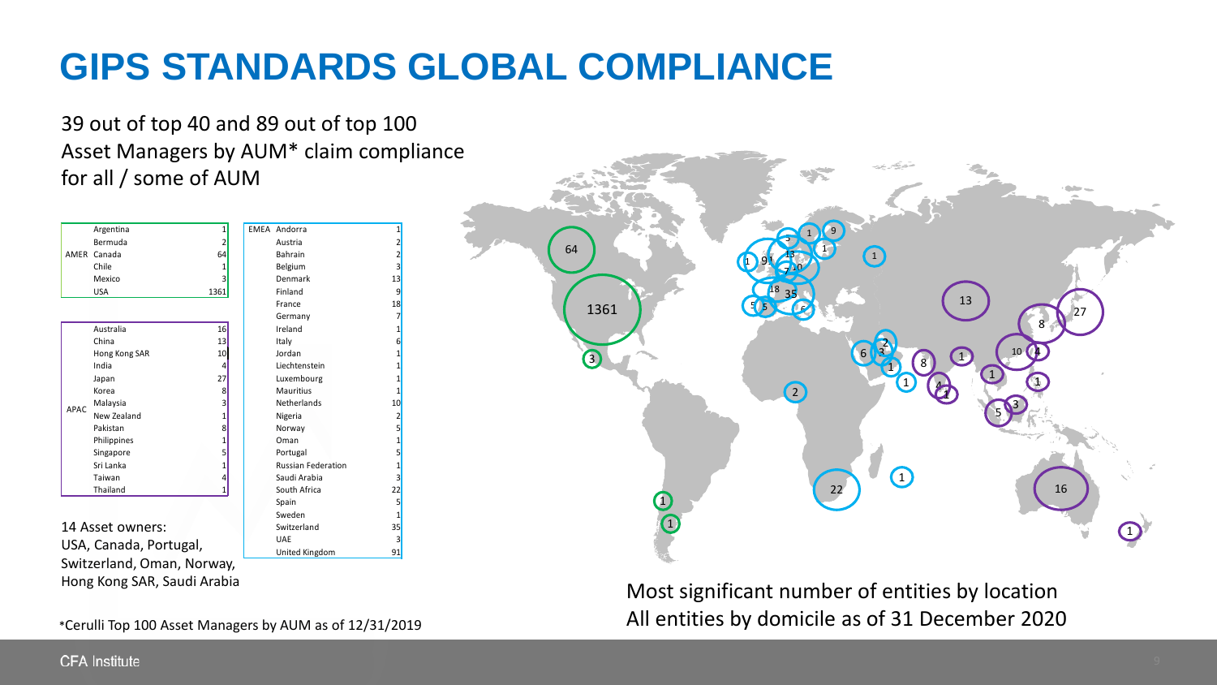# GIPS STANDARDS GLOBAL COMPLIANCE

39 out of top 40 and 89 out of top 100 Asset Managers by AUM* claim compliance for all / some of AUM

| Region | Country | Count |
|---|---|---|
| AMER | Argentina | 1 |
| | Bermuda | 2 |
| | Canada | 64 |
| | Chile | 1 |
| | Mexico | 3 |
| | USA | 1361 |

| Region | Country | Count |
|---|---|---|
| APAC | Australia | 16 |
| | China | 13 |
| | Hong Kong SAR | 10 |
| | India | 4 |
| | Japan | 27 |
| | Korea | 8 |
| | Malaysia | 3 |
| | New Zealand | 1 |
| | Pakistan | 8 |
| | Philippines | 1 |
| | Singapore | 5 |
| | Sri Lanka | 1 |
| | Taiwan | 4 |
| | Thailand | 1 |

| Region | Country | Count |
|---|---|---|
| EMEA | Andorra | 1 |
| | Austria | 2 |
| | Bahrain | 2 |
| | Belgium | 3 |
| | Denmark | 13 |
| | Finland | 9 |
| | France | 18 |
| | Germany | 7 |
| | Ireland | 1 |
| | Italy | 6 |
| | Jordan | 1 |
| | Liechtenstein | 1 |
| | Luxembourg | 1 |
| | Mauritius | 1 |
| | Netherlands | 10 |
| | Nigeria | 2 |
| | Norway | 5 |
| | Oman | 1 |
| | Portugal | 5 |
| | Russian Federation | 1 |
| | Saudi Arabia | 3 |
| | South Africa | 22 |
| | Spain | 5 |
| | Sweden | 1 |
| | Switzerland | 35 |
| | UAE | 3 |
| | United Kingdom | 91 |

14 Asset owners:
USA, Canada, Portugal, Switzerland, Oman, Norway, Hong Kong SAR, Saudi Arabia

Most significant number of entities by location
All entities by domicile as of 31 December 2020

*Cerulli Top 100 Asset Managers by AUM as of 12/31/2019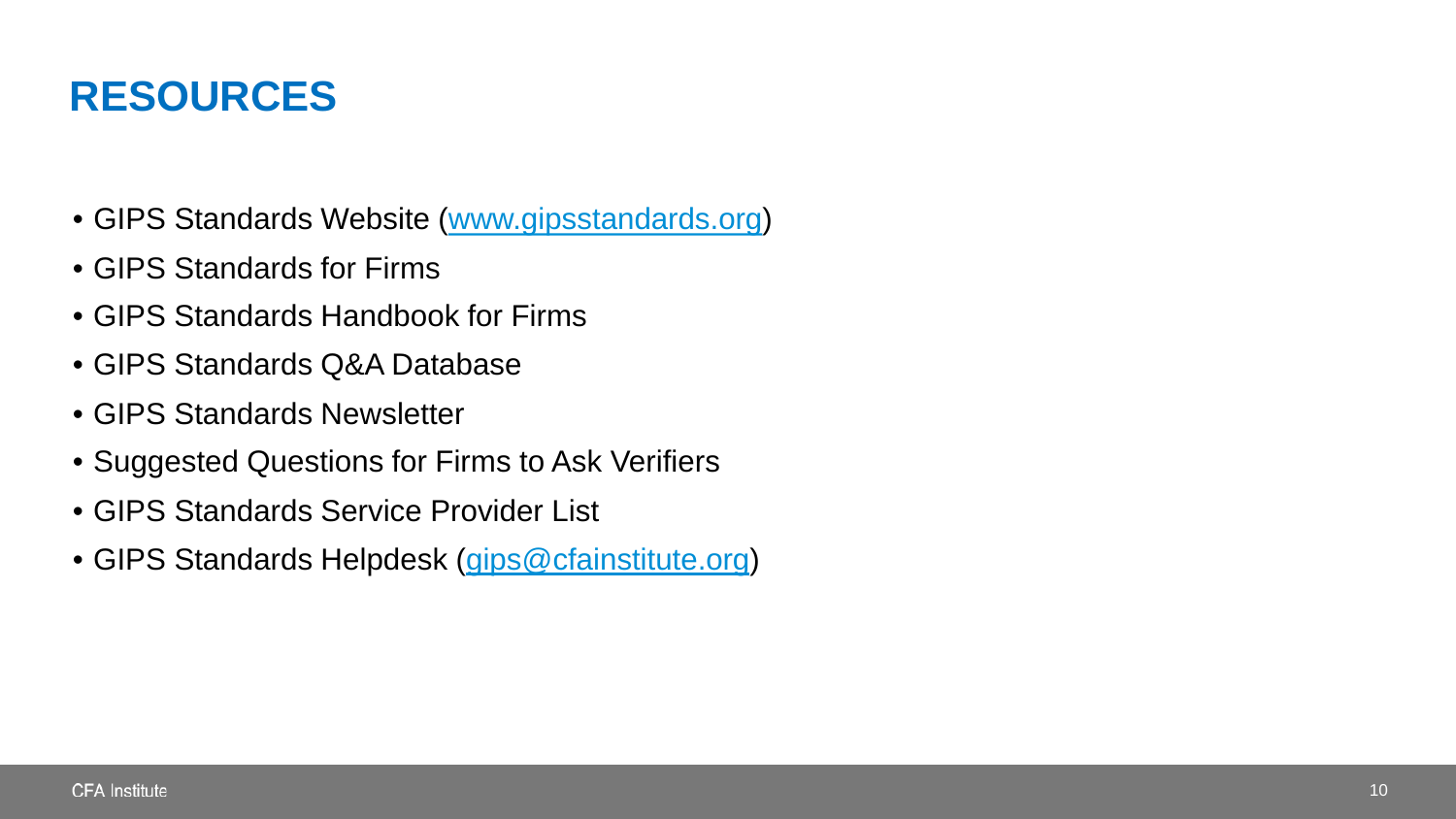# RESOURCES

- GIPS Standards Website (www.gipsstandards.org)
- GIPS Standards for Firms
- GIPS Standards Handbook for Firms
- GIPS Standards Q&A Database
- GIPS Standards Newsletter
- Suggested Questions for Firms to Ask Verifiers
- GIPS Standards Service Provider List
- GIPS Standards Helpdesk (gips@cfainstitute.org)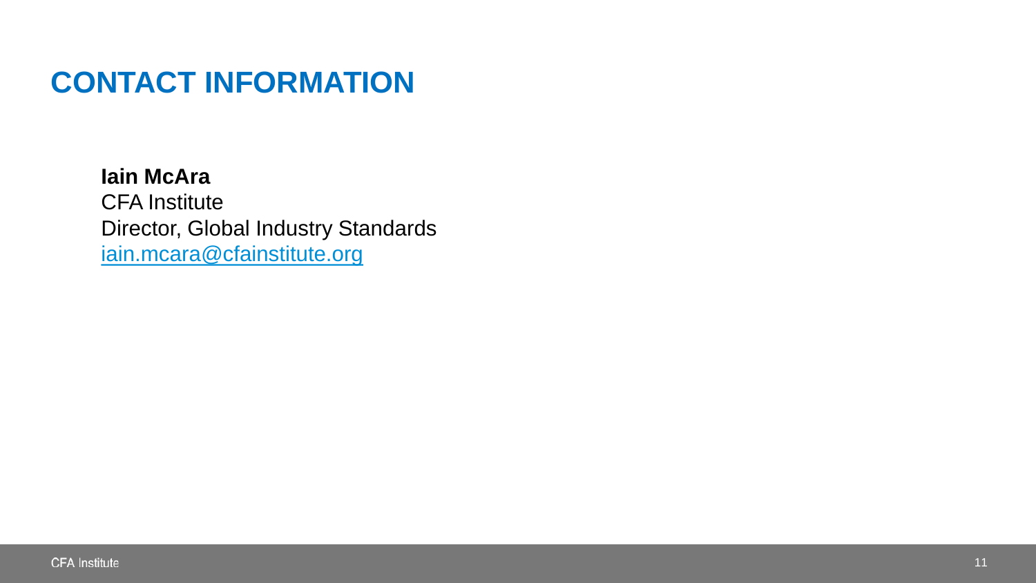# CONTACT INFORMATION

**Iain McAra**
CFA Institute
Director, Global Industry Standards
iain.mcara@cfainstitute.org